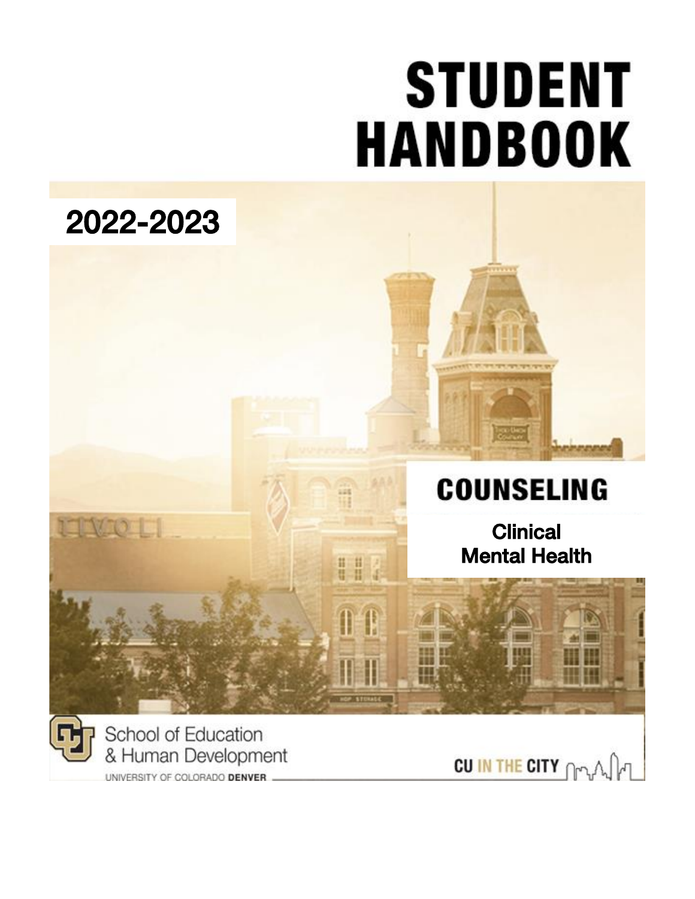# STUDENT HANDBOOK

## 2022-2023

## COUNSELING

**Clinical Mental Health**

School of Education & Human Development

UNIVERSITY OF COLORADO DENVER

CU IN THE CITY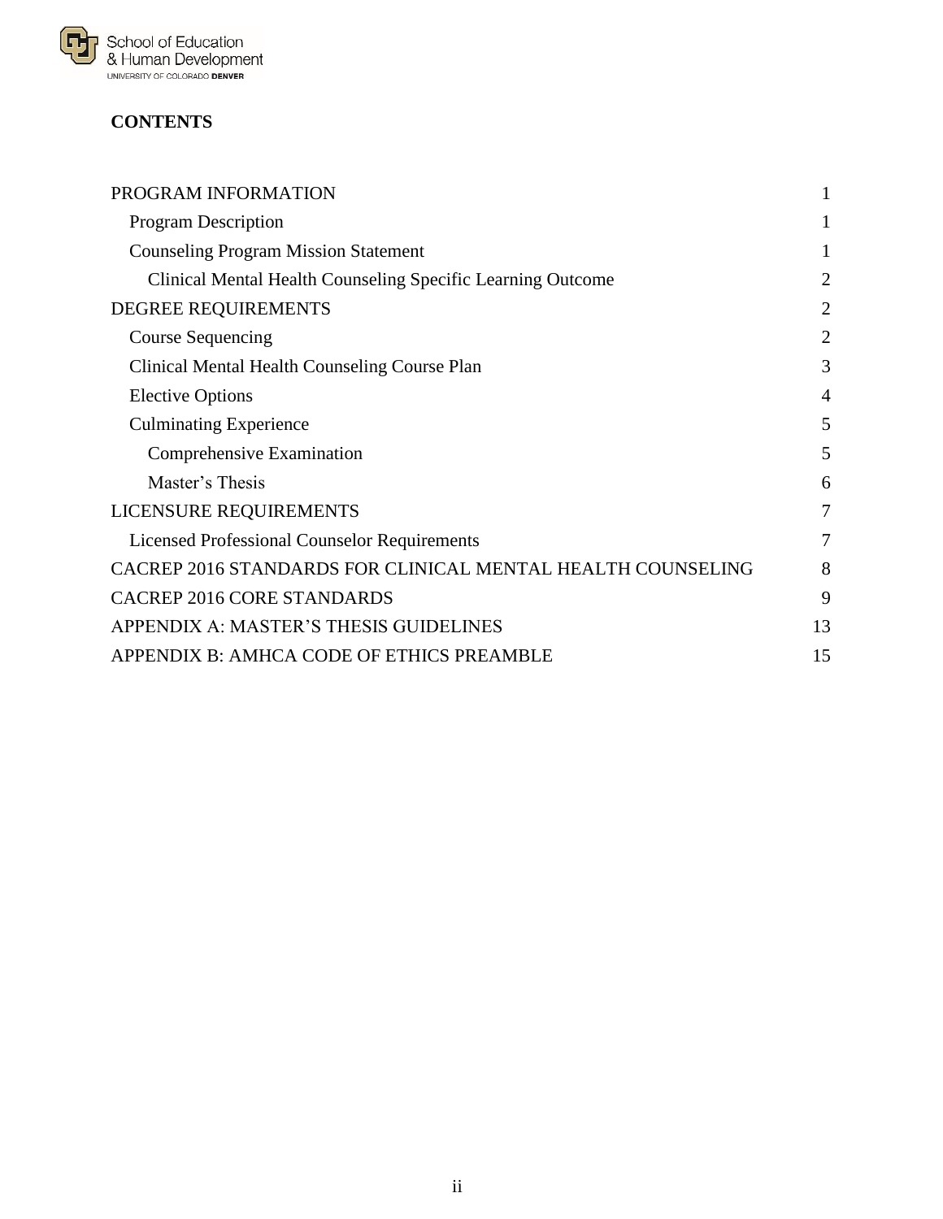**CONTENTS**

- PROGRAM INFORMATION 1
  - Program Description 1
  - Counseling Program Mission Statement 1
    - Clinical Mental Health Counseling Specific Learning Outcome 2
- DEGREE REQUIREMENTS 2
  - Course Sequencing 2
  - Clinical Mental Health Counseling Course Plan 3
  - Elective Options 4
  - Culminating Experience 5
    - Comprehensive Examination 5
    - Master's Thesis 6
- LICENSURE REQUIREMENTS 7
  - Licensed Professional Counselor Requirements 7
- CACREP 2016 STANDARDS FOR CLINICAL MENTAL HEALTH COUNSELING 8
- CACREP 2016 CORE STANDARDS 9
- APPENDIX A: MASTER'S THESIS GUIDELINES 13
- APPENDIX B: AMHCA CODE OF ETHICS PREAMBLE 15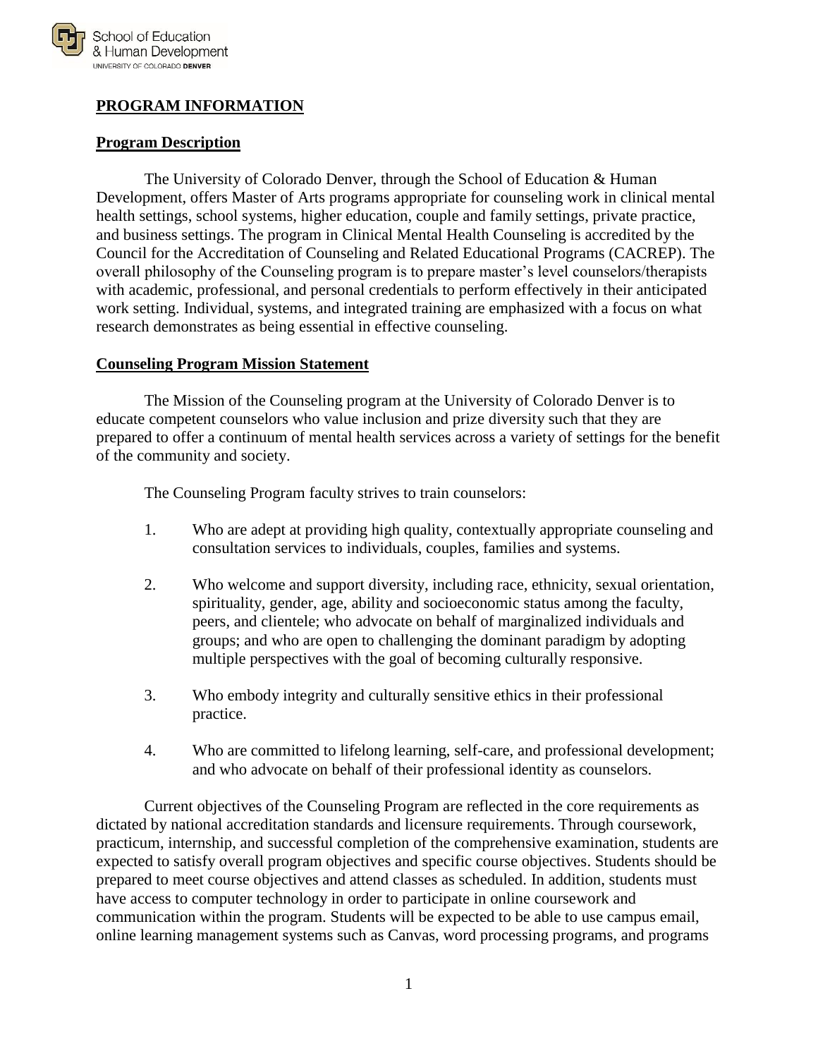## PROGRAM INFORMATION

### Program Description

The University of Colorado Denver, through the School of Education & Human Development, offers Master of Arts programs appropriate for counseling work in clinical mental health settings, school systems, higher education, couple and family settings, private practice, and business settings. The program in Clinical Mental Health Counseling is accredited by the Council for the Accreditation of Counseling and Related Educational Programs (CACREP). The overall philosophy of the Counseling program is to prepare master's level counselors/therapists with academic, professional, and personal credentials to perform effectively in their anticipated work setting. Individual, systems, and integrated training are emphasized with a focus on what research demonstrates as being essential in effective counseling.

### Counseling Program Mission Statement

The Mission of the Counseling program at the University of Colorado Denver is to educate competent counselors who value inclusion and prize diversity such that they are prepared to offer a continuum of mental health services across a variety of settings for the benefit of the community and society.

The Counseling Program faculty strives to train counselors:

1. Who are adept at providing high quality, contextually appropriate counseling and consultation services to individuals, couples, families and systems.

2. Who welcome and support diversity, including race, ethnicity, sexual orientation, spirituality, gender, age, ability and socioeconomic status among the faculty, peers, and clientele; who advocate on behalf of marginalized individuals and groups; and who are open to challenging the dominant paradigm by adopting multiple perspectives with the goal of becoming culturally responsive.

3. Who embody integrity and culturally sensitive ethics in their professional practice.

4. Who are committed to lifelong learning, self-care, and professional development; and who advocate on behalf of their professional identity as counselors.

Current objectives of the Counseling Program are reflected in the core requirements as dictated by national accreditation standards and licensure requirements. Through coursework, practicum, internship, and successful completion of the comprehensive examination, students are expected to satisfy overall program objectives and specific course objectives. Students should be prepared to meet course objectives and attend classes as scheduled. In addition, students must have access to computer technology in order to participate in online coursework and communication within the program. Students will be expected to be able to use campus email, online learning management systems such as Canvas, word processing programs, and programs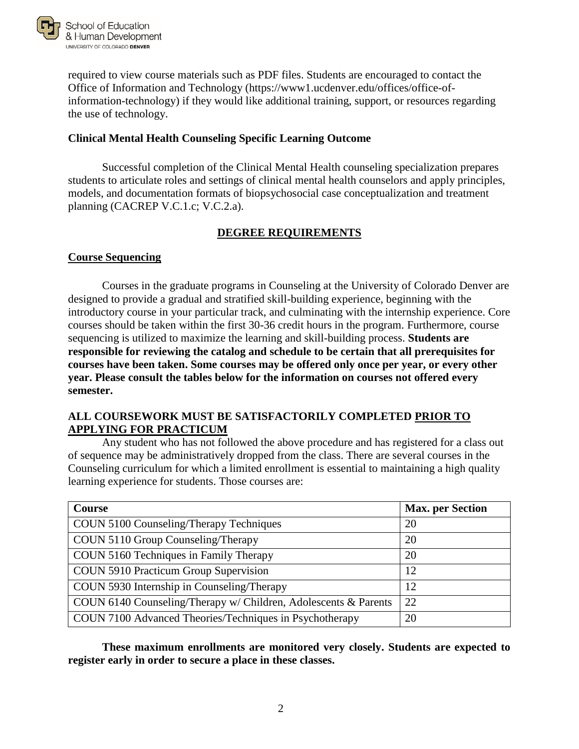required to view course materials such as PDF files. Students are encouraged to contact the Office of Information and Technology (https://www1.ucdenver.edu/offices/office-of-information-technology) if they would like additional training, support, or resources regarding the use of technology.

**Clinical Mental Health Counseling Specific Learning Outcome**

Successful completion of the Clinical Mental Health counseling specialization prepares students to articulate roles and settings of clinical mental health counselors and apply principles, models, and documentation formats of biopsychosocial case conceptualization and treatment planning (CACREP V.C.1.c; V.C.2.a).

## DEGREE REQUIREMENTS

### Course Sequencing

Courses in the graduate programs in Counseling at the University of Colorado Denver are designed to provide a gradual and stratified skill-building experience, beginning with the introductory course in your particular track, and culminating with the internship experience. Core courses should be taken within the first 30-36 credit hours in the program. Furthermore, course sequencing is utilized to maximize the learning and skill-building process. **Students are responsible for reviewing the catalog and schedule to be certain that all prerequisites for courses have been taken. Some courses may be offered only once per year, or every other year. Please consult the tables below for the information on courses not offered every semester.**

**ALL COURSEWORK MUST BE SATISFACTORILY COMPLETED PRIOR TO APPLYING FOR PRACTICUM**

Any student who has not followed the above procedure and has registered for a class out of sequence may be administratively dropped from the class. There are several courses in the Counseling curriculum for which a limited enrollment is essential to maintaining a high quality learning experience for students. Those courses are:

| Course | Max. per Section |
|---|---|
| COUN 5100 Counseling/Therapy Techniques | 20 |
| COUN 5110 Group Counseling/Therapy | 20 |
| COUN 5160 Techniques in Family Therapy | 20 |
| COUN 5910 Practicum Group Supervision | 12 |
| COUN 5930 Internship in Counseling/Therapy | 12 |
| COUN 6140 Counseling/Therapy w/ Children, Adolescents & Parents | 22 |
| COUN 7100 Advanced Theories/Techniques in Psychotherapy | 20 |

**These maximum enrollments are monitored very closely. Students are expected to register early in order to secure a place in these classes.**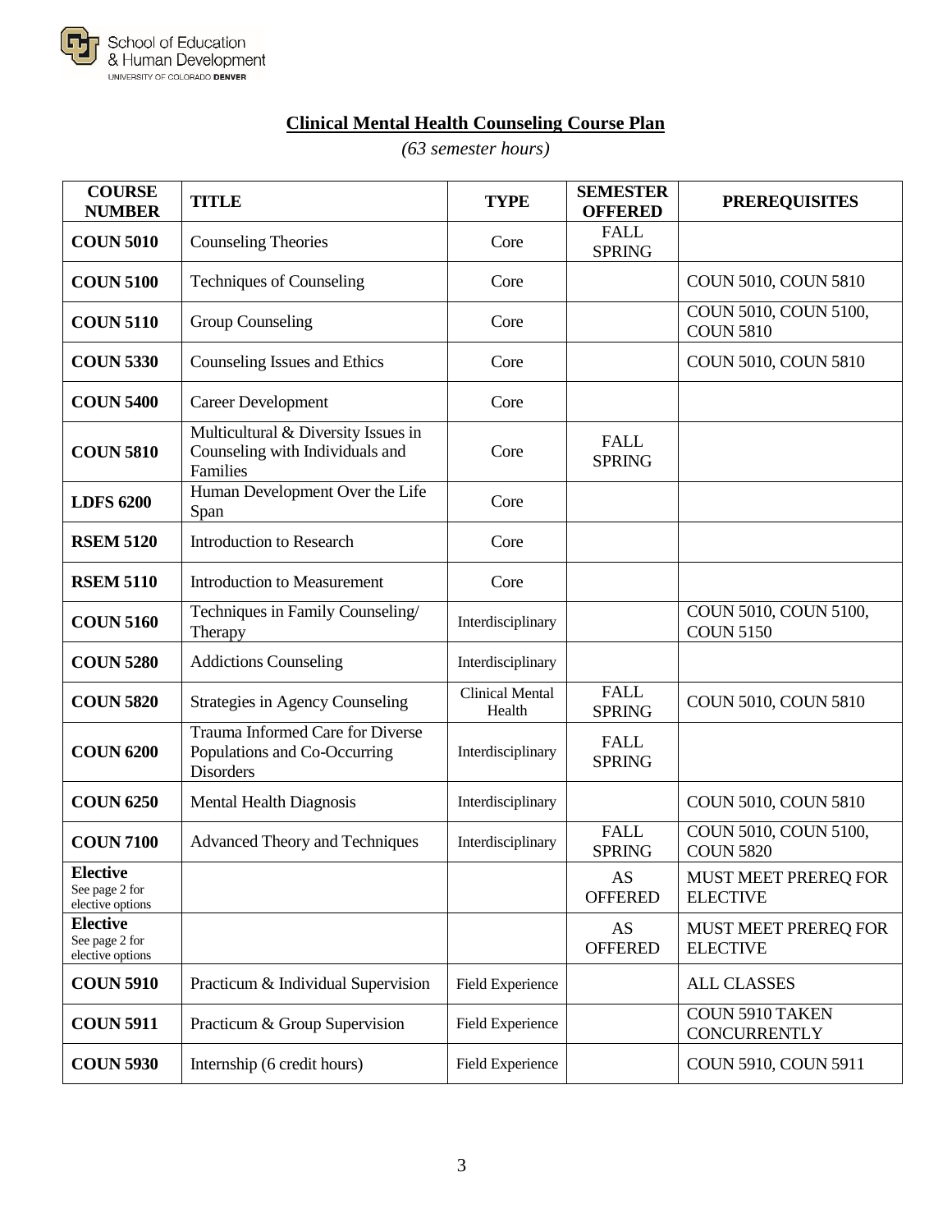## Clinical Mental Health Counseling Course Plan

*(63 semester hours)*

| COURSE NUMBER | TITLE | TYPE | SEMESTER OFFERED | PREREQUISITES |
|---|---|---|---|---|
| **COUN 5010** | Counseling Theories | Core | FALL SPRING | |
| **COUN 5100** | Techniques of Counseling | Core | | COUN 5010, COUN 5810 |
| **COUN 5110** | Group Counseling | Core | | COUN 5010, COUN 5100, COUN 5810 |
| **COUN 5330** | Counseling Issues and Ethics | Core | | COUN 5010, COUN 5810 |
| **COUN 5400** | Career Development | Core | | |
| **COUN 5810** | Multicultural & Diversity Issues in Counseling with Individuals and Families | Core | FALL SPRING | |
| **LDFS 6200** | Human Development Over the Life Span | Core | | |
| **RSEM 5120** | Introduction to Research | Core | | |
| **RSEM 5110** | Introduction to Measurement | Core | | |
| **COUN 5160** | Techniques in Family Counseling/ Therapy | Interdisciplinary | | COUN 5010, COUN 5100, COUN 5150 |
| **COUN 5280** | Addictions Counseling | Interdisciplinary | | |
| **COUN 5820** | Strategies in Agency Counseling | Clinical Mental Health | FALL SPRING | COUN 5010, COUN 5810 |
| **COUN 6200** | Trauma Informed Care for Diverse Populations and Co-Occurring Disorders | Interdisciplinary | FALL SPRING | |
| **COUN 6250** | Mental Health Diagnosis | Interdisciplinary | | COUN 5010, COUN 5810 |
| **COUN 7100** | Advanced Theory and Techniques | Interdisciplinary | FALL SPRING | COUN 5010, COUN 5100, COUN 5820 |
| **Elective** See page 2 for elective options | | | AS OFFERED | MUST MEET PREREQ FOR ELECTIVE |
| **Elective** See page 2 for elective options | | | AS OFFERED | MUST MEET PREREQ FOR ELECTIVE |
| **COUN 5910** | Practicum & Individual Supervision | Field Experience | | ALL CLASSES |
| **COUN 5911** | Practicum & Group Supervision | Field Experience | | COUN 5910 TAKEN CONCURRENTLY |
| **COUN 5930** | Internship (6 credit hours) | Field Experience | | COUN 5910, COUN 5911 |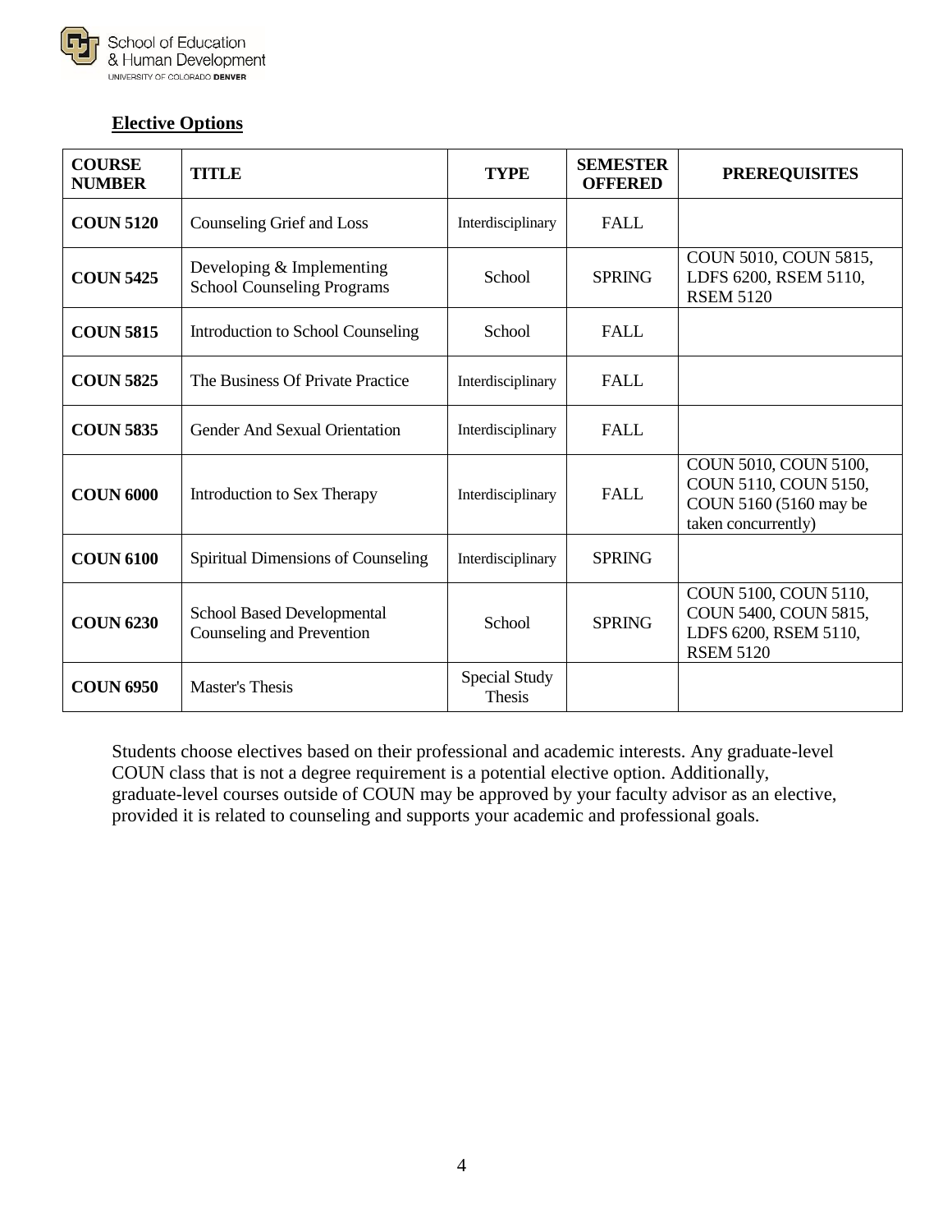## Elective Options

| COURSE NUMBER | TITLE | TYPE | SEMESTER OFFERED | PREREQUISITES |
|---|---|---|---|---|
| **COUN 5120** | Counseling Grief and Loss | Interdisciplinary | FALL | |
| **COUN 5425** | Developing & Implementing School Counseling Programs | School | SPRING | COUN 5010, COUN 5815, LDFS 6200, RSEM 5110, RSEM 5120 |
| **COUN 5815** | Introduction to School Counseling | School | FALL | |
| **COUN 5825** | The Business Of Private Practice | Interdisciplinary | FALL | |
| **COUN 5835** | Gender And Sexual Orientation | Interdisciplinary | FALL | |
| **COUN 6000** | Introduction to Sex Therapy | Interdisciplinary | FALL | COUN 5010, COUN 5100, COUN 5110, COUN 5150, COUN 5160 (5160 may be taken concurrently) |
| **COUN 6100** | Spiritual Dimensions of Counseling | Interdisciplinary | SPRING | |
| **COUN 6230** | School Based Developmental Counseling and Prevention | School | SPRING | COUN 5100, COUN 5110, COUN 5400, COUN 5815, LDFS 6200, RSEM 5110, RSEM 5120 |
| **COUN 6950** | Master's Thesis | Special Study Thesis | | |

Students choose electives based on their professional and academic interests. Any graduate-level COUN class that is not a degree requirement is a potential elective option. Additionally, graduate-level courses outside of COUN may be approved by your faculty advisor as an elective, provided it is related to counseling and supports your academic and professional goals.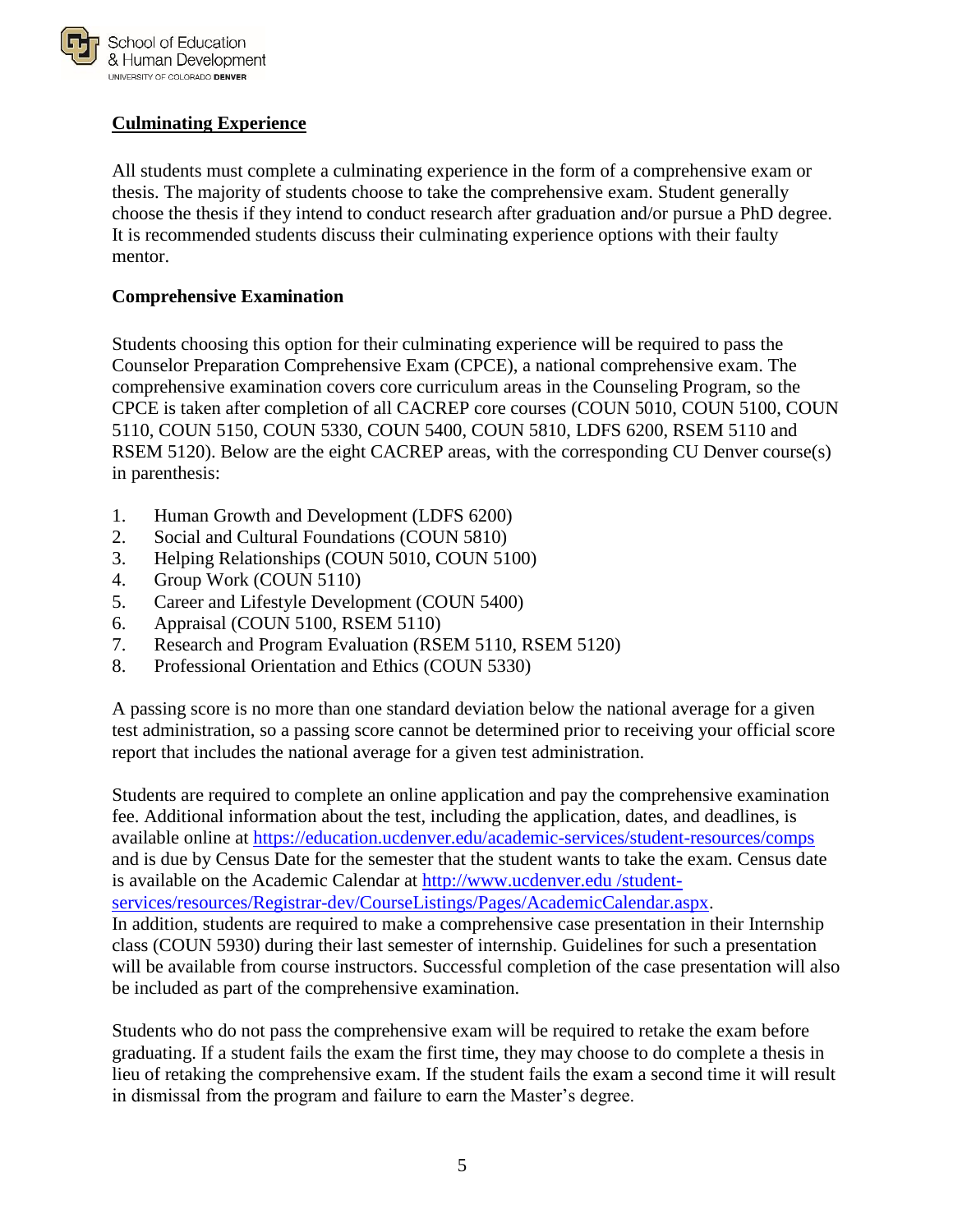## Culminating Experience

All students must complete a culminating experience in the form of a comprehensive exam or thesis. The majority of students choose to take the comprehensive exam. Student generally choose the thesis if they intend to conduct research after graduation and/or pursue a PhD degree. It is recommended students discuss their culminating experience options with their faulty mentor.

### Comprehensive Examination

Students choosing this option for their culminating experience will be required to pass the Counselor Preparation Comprehensive Exam (CPCE), a national comprehensive exam. The comprehensive examination covers core curriculum areas in the Counseling Program, so the CPCE is taken after completion of all CACREP core courses (COUN 5010, COUN 5100, COUN 5110, COUN 5150, COUN 5330, COUN 5400, COUN 5810, LDFS 6200, RSEM 5110 and RSEM 5120). Below are the eight CACREP areas, with the corresponding CU Denver course(s) in parenthesis:

1. Human Growth and Development (LDFS 6200)
2. Social and Cultural Foundations (COUN 5810)
3. Helping Relationships (COUN 5010, COUN 5100)
4. Group Work (COUN 5110)
5. Career and Lifestyle Development (COUN 5400)
6. Appraisal (COUN 5100, RSEM 5110)
7. Research and Program Evaluation (RSEM 5110, RSEM 5120)
8. Professional Orientation and Ethics (COUN 5330)

A passing score is no more than one standard deviation below the national average for a given test administration, so a passing score cannot be determined prior to receiving your official score report that includes the national average for a given test administration.

Students are required to complete an online application and pay the comprehensive examination fee. Additional information about the test, including the application, dates, and deadlines, is available online at https://education.ucdenver.edu/academic-services/student-resources/comps and is due by Census Date for the semester that the student wants to take the exam. Census date is available on the Academic Calendar at http://www.ucdenver.edu /student-services/resources/Registrar-dev/CourseListings/Pages/AcademicCalendar.aspx.
In addition, students are required to make a comprehensive case presentation in their Internship class (COUN 5930) during their last semester of internship. Guidelines for such a presentation will be available from course instructors. Successful completion of the case presentation will also be included as part of the comprehensive examination.

Students who do not pass the comprehensive exam will be required to retake the exam before graduating. If a student fails the exam the first time, they may choose to do complete a thesis in lieu of retaking the comprehensive exam. If the student fails the exam a second time it will result in dismissal from the program and failure to earn the Master's degree.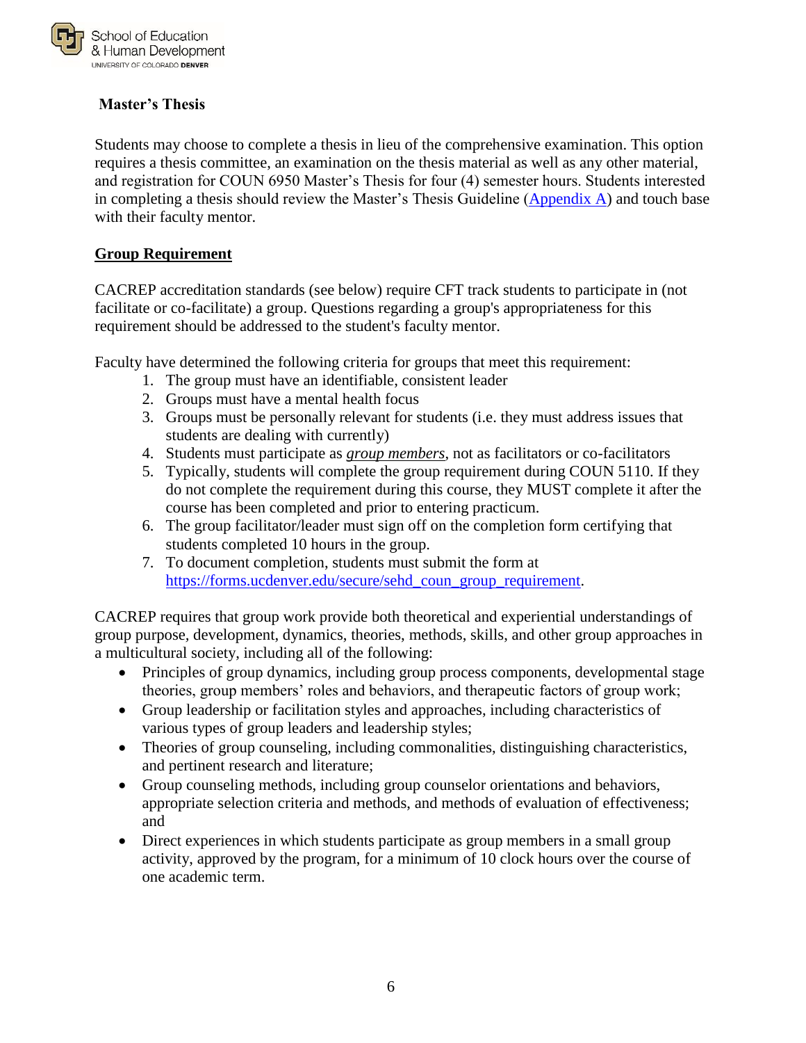**Master's Thesis**

Students may choose to complete a thesis in lieu of the comprehensive examination. This option requires a thesis committee, an examination on the thesis material as well as any other material, and registration for COUN 6950 Master's Thesis for four (4) semester hours. Students interested in completing a thesis should review the Master's Thesis Guideline ([Appendix A](#)) and touch base with their faculty mentor.

## Group Requirement

CACREP accreditation standards (see below) require CFT track students to participate in (not facilitate or co-facilitate) a group. Questions regarding a group's appropriateness for this requirement should be addressed to the student's faculty mentor.

Faculty have determined the following criteria for groups that meet this requirement:

1. The group must have an identifiable, consistent leader
2. Groups must have a mental health focus
3. Groups must be personally relevant for students (i.e. they must address issues that students are dealing with currently)
4. Students must participate as ***group members***, not as facilitators or co-facilitators
5. Typically, students will complete the group requirement during COUN 5110. If they do not complete the requirement during this course, they MUST complete it after the course has been completed and prior to entering practicum.
6. The group facilitator/leader must sign off on the completion form certifying that students completed 10 hours in the group.
7. To document completion, students must submit the form at https://forms.ucdenver.edu/secure/sehd_coun_group_requirement.

CACREP requires that group work provide both theoretical and experiential understandings of group purpose, development, dynamics, theories, methods, skills, and other group approaches in a multicultural society, including all of the following:

- Principles of group dynamics, including group process components, developmental stage theories, group members' roles and behaviors, and therapeutic factors of group work;
- Group leadership or facilitation styles and approaches, including characteristics of various types of group leaders and leadership styles;
- Theories of group counseling, including commonalities, distinguishing characteristics, and pertinent research and literature;
- Group counseling methods, including group counselor orientations and behaviors, appropriate selection criteria and methods, and methods of evaluation of effectiveness; and
- Direct experiences in which students participate as group members in a small group activity, approved by the program, for a minimum of 10 clock hours over the course of one academic term.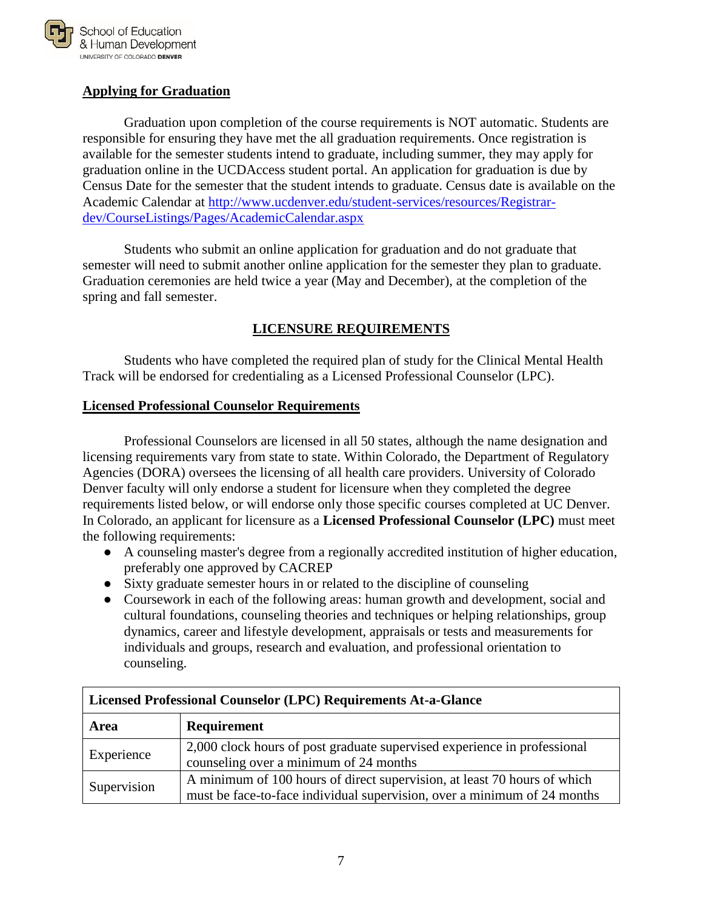## Applying for Graduation

Graduation upon completion of the course requirements is NOT automatic. Students are responsible for ensuring they have met the all graduation requirements. Once registration is available for the semester students intend to graduate, including summer, they may apply for graduation online in the UCDAccess student portal. An application for graduation is due by Census Date for the semester that the student intends to graduate. Census date is available on the Academic Calendar at [http://www.ucdenver.edu/student-services/resources/Registrar-dev/CourseListings/Pages/AcademicCalendar.aspx](http://www.ucdenver.edu/student-services/resources/Registrar-dev/CourseListings/Pages/AcademicCalendar.aspx)

Students who submit an online application for graduation and do not graduate that semester will need to submit another online application for the semester they plan to graduate. Graduation ceremonies are held twice a year (May and December), at the completion of the spring and fall semester.

## LICENSURE REQUIREMENTS

Students who have completed the required plan of study for the Clinical Mental Health Track will be endorsed for credentialing as a Licensed Professional Counselor (LPC).

### Licensed Professional Counselor Requirements

Professional Counselors are licensed in all 50 states, although the name designation and licensing requirements vary from state to state. Within Colorado, the Department of Regulatory Agencies (DORA) oversees the licensing of all health care providers. University of Colorado Denver faculty will only endorse a student for licensure when they completed the degree requirements listed below, or will endorse only those specific courses completed at UC Denver. In Colorado, an applicant for licensure as a **Licensed Professional Counselor (LPC)** must meet the following requirements:

- A counseling master's degree from a regionally accredited institution of higher education, preferably one approved by CACREP
- Sixty graduate semester hours in or related to the discipline of counseling
- Coursework in each of the following areas: human growth and development, social and cultural foundations, counseling theories and techniques or helping relationships, group dynamics, career and lifestyle development, appraisals or tests and measurements for individuals and groups, research and evaluation, and professional orientation to counseling.

| **Licensed Professional Counselor (LPC) Requirements At-a-Glance** | |
|---|---|
| **Area** | **Requirement** |
| Experience | 2,000 clock hours of post graduate supervised experience in professional counseling over a minimum of 24 months |
| Supervision | A minimum of 100 hours of direct supervision, at least 70 hours of which must be face-to-face individual supervision, over a minimum of 24 months |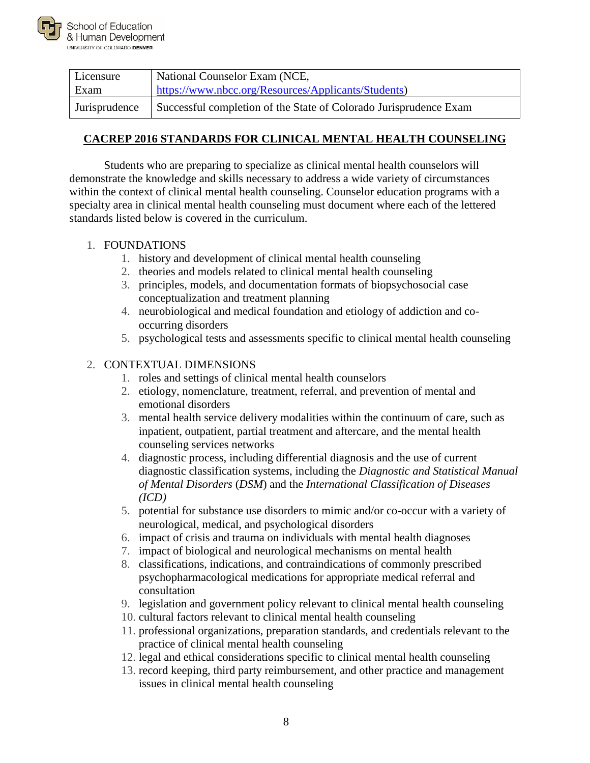| Licensure Exam | National Counselor Exam (NCE, https://www.nbcc.org/Resources/Applicants/Students) |
|---|---|
| Jurisprudence | Successful completion of the State of Colorado Jurisprudence Exam |

## CACREP 2016 STANDARDS FOR CLINICAL MENTAL HEALTH COUNSELING

Students who are preparing to specialize as clinical mental health counselors will demonstrate the knowledge and skills necessary to address a wide variety of circumstances within the context of clinical mental health counseling. Counselor education programs with a specialty area in clinical mental health counseling must document where each of the lettered standards listed below is covered in the curriculum.

1. FOUNDATIONS
    1. history and development of clinical mental health counseling
    2. theories and models related to clinical mental health counseling
    3. principles, models, and documentation formats of biopsychosocial case conceptualization and treatment planning
    4. neurobiological and medical foundation and etiology of addiction and co-occurring disorders
    5. psychological tests and assessments specific to clinical mental health counseling

2. CONTEXTUAL DIMENSIONS
    1. roles and settings of clinical mental health counselors
    2. etiology, nomenclature, treatment, referral, and prevention of mental and emotional disorders
    3. mental health service delivery modalities within the continuum of care, such as inpatient, outpatient, partial treatment and aftercare, and the mental health counseling services networks
    4. diagnostic process, including differential diagnosis and the use of current diagnostic classification systems, including the *Diagnostic and Statistical Manual of Mental Disorders* (*DSM*) and the *International Classification of Diseases (ICD)*
    5. potential for substance use disorders to mimic and/or co-occur with a variety of neurological, medical, and psychological disorders
    6. impact of crisis and trauma on individuals with mental health diagnoses
    7. impact of biological and neurological mechanisms on mental health
    8. classifications, indications, and contraindications of commonly prescribed psychopharmacological medications for appropriate medical referral and consultation
    9. legislation and government policy relevant to clinical mental health counseling
    10. cultural factors relevant to clinical mental health counseling
    11. professional organizations, preparation standards, and credentials relevant to the practice of clinical mental health counseling
    12. legal and ethical considerations specific to clinical mental health counseling
    13. record keeping, third party reimbursement, and other practice and management issues in clinical mental health counseling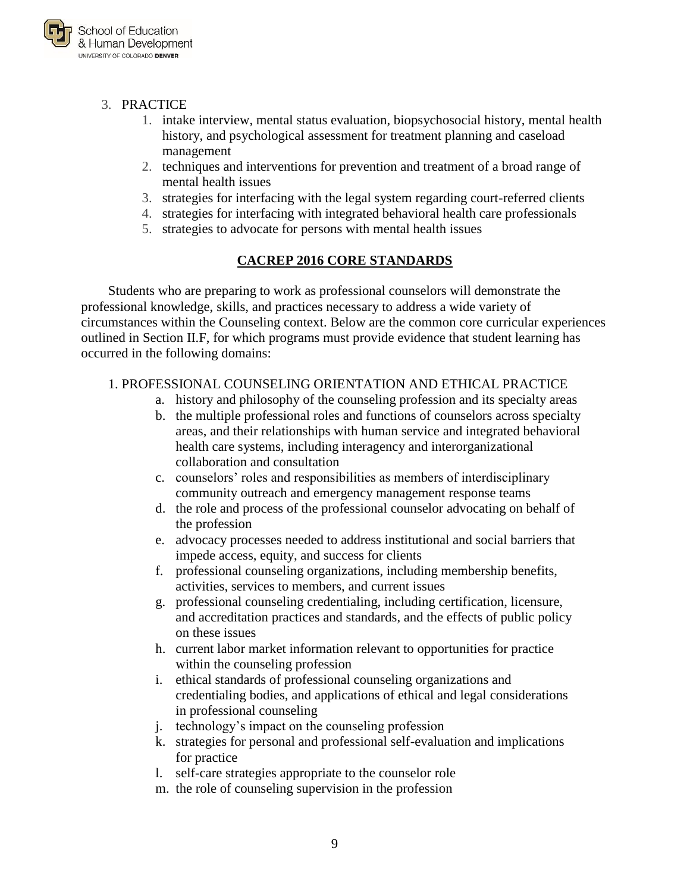3. PRACTICE
    1. intake interview, mental status evaluation, biopsychosocial history, mental health history, and psychological assessment for treatment planning and caseload management
    2. techniques and interventions for prevention and treatment of a broad range of mental health issues
    3. strategies for interfacing with the legal system regarding court-referred clients
    4. strategies for interfacing with integrated behavioral health care professionals
    5. strategies to advocate for persons with mental health issues

## CACREP 2016 CORE STANDARDS

Students who are preparing to work as professional counselors will demonstrate the professional knowledge, skills, and practices necessary to address a wide variety of circumstances within the Counseling context. Below are the common core curricular experiences outlined in Section II.F, for which programs must provide evidence that student learning has occurred in the following domains:

1. PROFESSIONAL COUNSELING ORIENTATION AND ETHICAL PRACTICE
    a. history and philosophy of the counseling profession and its specialty areas
    b. the multiple professional roles and functions of counselors across specialty areas, and their relationships with human service and integrated behavioral health care systems, including interagency and interorganizational collaboration and consultation
    c. counselors' roles and responsibilities as members of interdisciplinary community outreach and emergency management response teams
    d. the role and process of the professional counselor advocating on behalf of the profession
    e. advocacy processes needed to address institutional and social barriers that impede access, equity, and success for clients
    f. professional counseling organizations, including membership benefits, activities, services to members, and current issues
    g. professional counseling credentialing, including certification, licensure, and accreditation practices and standards, and the effects of public policy on these issues
    h. current labor market information relevant to opportunities for practice within the counseling profession
    i. ethical standards of professional counseling organizations and credentialing bodies, and applications of ethical and legal considerations in professional counseling
    j. technology's impact on the counseling profession
    k. strategies for personal and professional self-evaluation and implications for practice
    l. self-care strategies appropriate to the counselor role
    m. the role of counseling supervision in the profession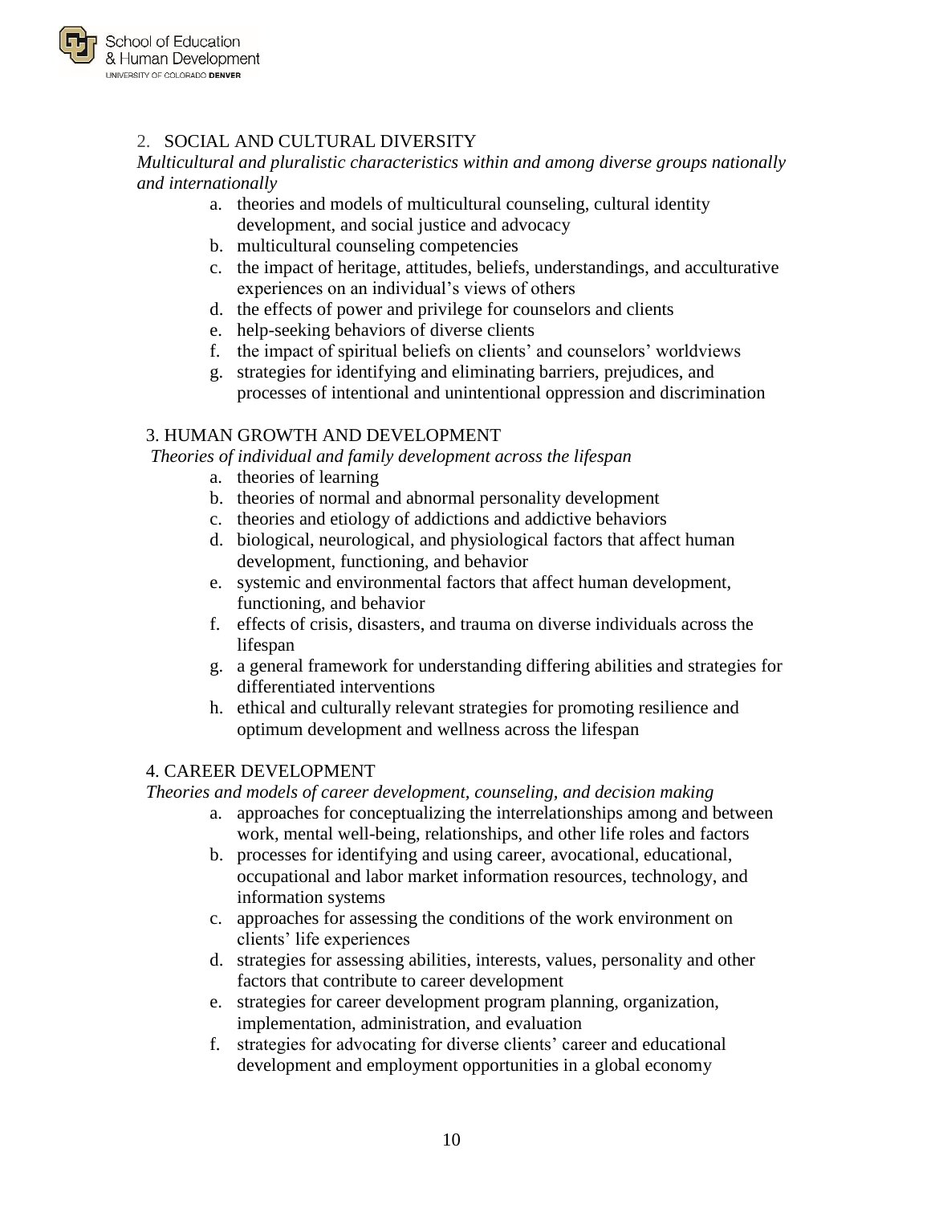## 2. SOCIAL AND CULTURAL DIVERSITY

*Multicultural and pluralistic characteristics within and among diverse groups nationally and internationally*

a. theories and models of multicultural counseling, cultural identity development, and social justice and advocacy
b. multicultural counseling competencies
c. the impact of heritage, attitudes, beliefs, understandings, and acculturative experiences on an individual's views of others
d. the effects of power and privilege for counselors and clients
e. help-seeking behaviors of diverse clients
f. the impact of spiritual beliefs on clients' and counselors' worldviews
g. strategies for identifying and eliminating barriers, prejudices, and processes of intentional and unintentional oppression and discrimination

## 3. HUMAN GROWTH AND DEVELOPMENT

*Theories of individual and family development across the lifespan*

a. theories of learning
b. theories of normal and abnormal personality development
c. theories and etiology of addictions and addictive behaviors
d. biological, neurological, and physiological factors that affect human development, functioning, and behavior
e. systemic and environmental factors that affect human development, functioning, and behavior
f. effects of crisis, disasters, and trauma on diverse individuals across the lifespan
g. a general framework for understanding differing abilities and strategies for differentiated interventions
h. ethical and culturally relevant strategies for promoting resilience and optimum development and wellness across the lifespan

## 4. CAREER DEVELOPMENT

*Theories and models of career development, counseling, and decision making*

a. approaches for conceptualizing the interrelationships among and between work, mental well-being, relationships, and other life roles and factors
b. processes for identifying and using career, avocational, educational, occupational and labor market information resources, technology, and information systems
c. approaches for assessing the conditions of the work environment on clients' life experiences
d. strategies for assessing abilities, interests, values, personality and other factors that contribute to career development
e. strategies for career development program planning, organization, implementation, administration, and evaluation
f. strategies for advocating for diverse clients' career and educational development and employment opportunities in a global economy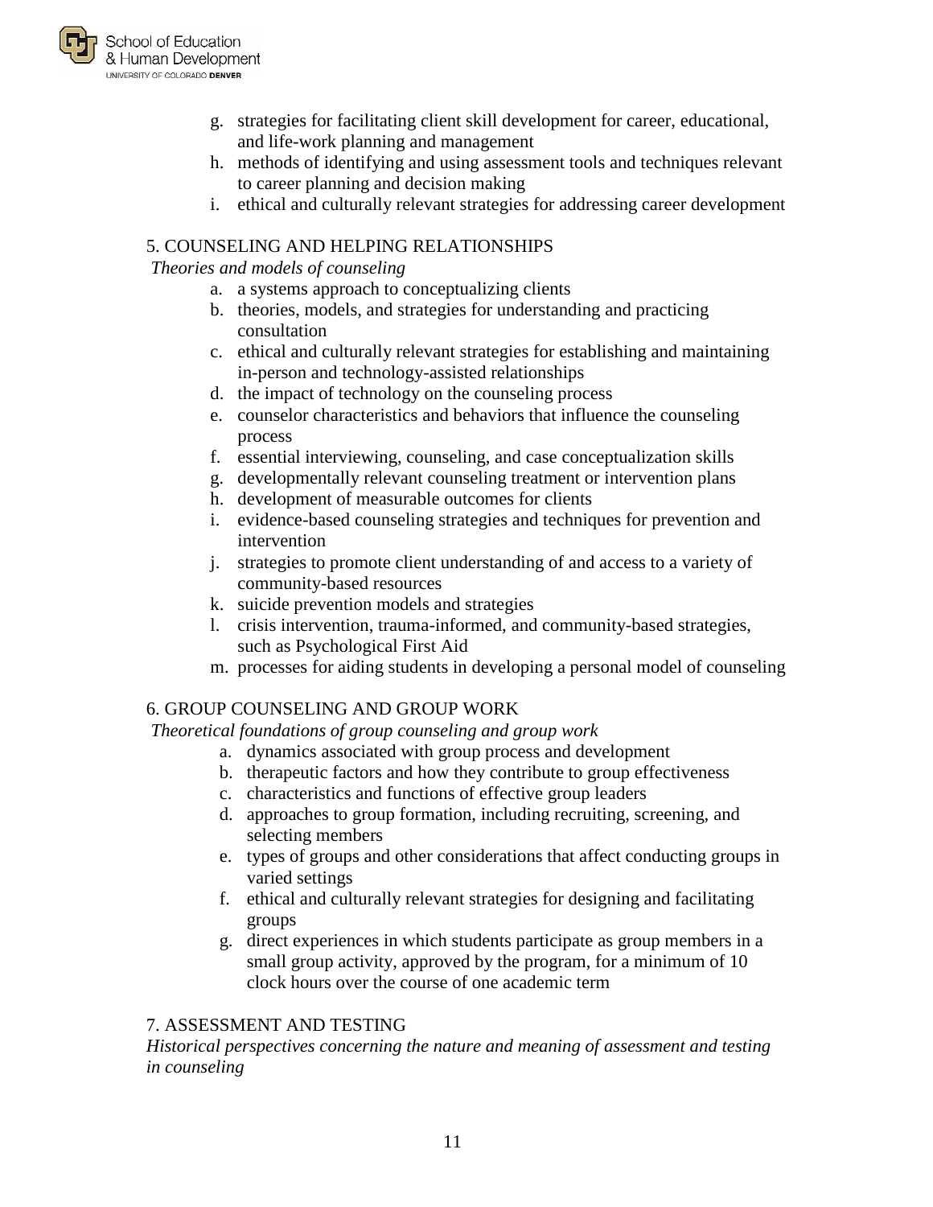g. strategies for facilitating client skill development for career, educational, and life-work planning and management
h. methods of identifying and using assessment tools and techniques relevant to career planning and decision making
i. ethical and culturally relevant strategies for addressing career development

5. COUNSELING AND HELPING RELATIONSHIPS

*Theories and models of counseling*

a. a systems approach to conceptualizing clients
b. theories, models, and strategies for understanding and practicing consultation
c. ethical and culturally relevant strategies for establishing and maintaining in-person and technology-assisted relationships
d. the impact of technology on the counseling process
e. counselor characteristics and behaviors that influence the counseling process
f. essential interviewing, counseling, and case conceptualization skills
g. developmentally relevant counseling treatment or intervention plans
h. development of measurable outcomes for clients
i. evidence-based counseling strategies and techniques for prevention and intervention
j. strategies to promote client understanding of and access to a variety of community-based resources
k. suicide prevention models and strategies
l. crisis intervention, trauma-informed, and community-based strategies, such as Psychological First Aid
m. processes for aiding students in developing a personal model of counseling

6. GROUP COUNSELING AND GROUP WORK

*Theoretical foundations of group counseling and group work*

a. dynamics associated with group process and development
b. therapeutic factors and how they contribute to group effectiveness
c. characteristics and functions of effective group leaders
d. approaches to group formation, including recruiting, screening, and selecting members
e. types of groups and other considerations that affect conducting groups in varied settings
f. ethical and culturally relevant strategies for designing and facilitating groups
g. direct experiences in which students participate as group members in a small group activity, approved by the program, for a minimum of 10 clock hours over the course of one academic term

7. ASSESSMENT AND TESTING

*Historical perspectives concerning the nature and meaning of assessment and testing in counseling*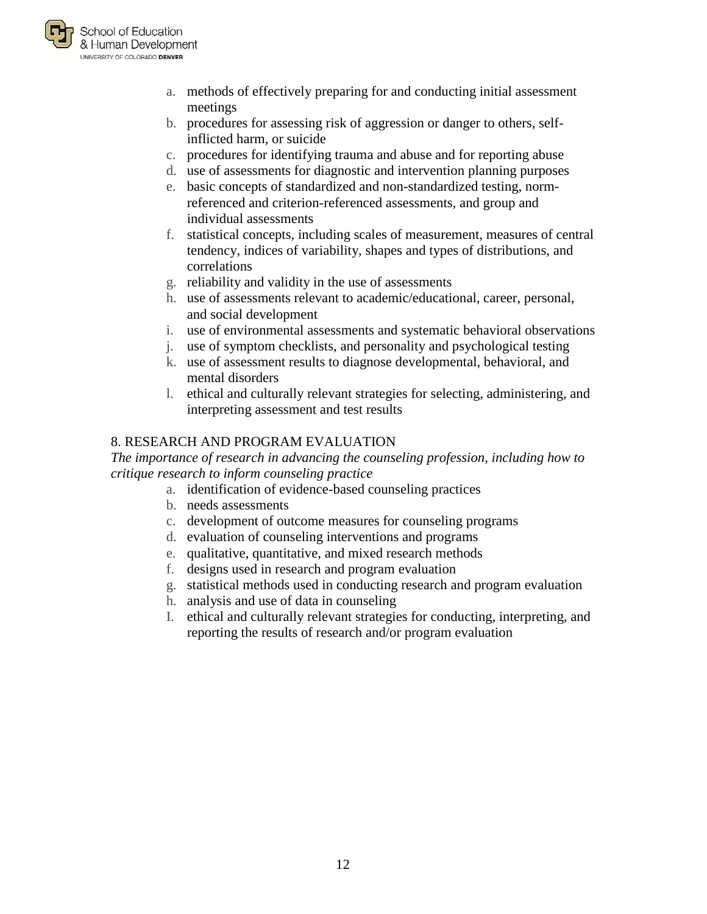a. methods of effectively preparing for and conducting initial assessment meetings
b. procedures for assessing risk of aggression or danger to others, self-inflicted harm, or suicide
c. procedures for identifying trauma and abuse and for reporting abuse
d. use of assessments for diagnostic and intervention planning purposes
e. basic concepts of standardized and non-standardized testing, norm-referenced and criterion-referenced assessments, and group and individual assessments
f. statistical concepts, including scales of measurement, measures of central tendency, indices of variability, shapes and types of distributions, and correlations
g. reliability and validity in the use of assessments
h. use of assessments relevant to academic/educational, career, personal, and social development
i. use of environmental assessments and systematic behavioral observations
j. use of symptom checklists, and personality and psychological testing
k. use of assessment results to diagnose developmental, behavioral, and mental disorders
l. ethical and culturally relevant strategies for selecting, administering, and interpreting assessment and test results

8. RESEARCH AND PROGRAM EVALUATION

*The importance of research in advancing the counseling profession, including how to critique research to inform counseling practice*

a. identification of evidence-based counseling practices
b. needs assessments
c. development of outcome measures for counseling programs
d. evaluation of counseling interventions and programs
e. qualitative, quantitative, and mixed research methods
f. designs used in research and program evaluation
g. statistical methods used in conducting research and program evaluation
h. analysis and use of data in counseling
I. ethical and culturally relevant strategies for conducting, interpreting, and reporting the results of research and/or program evaluation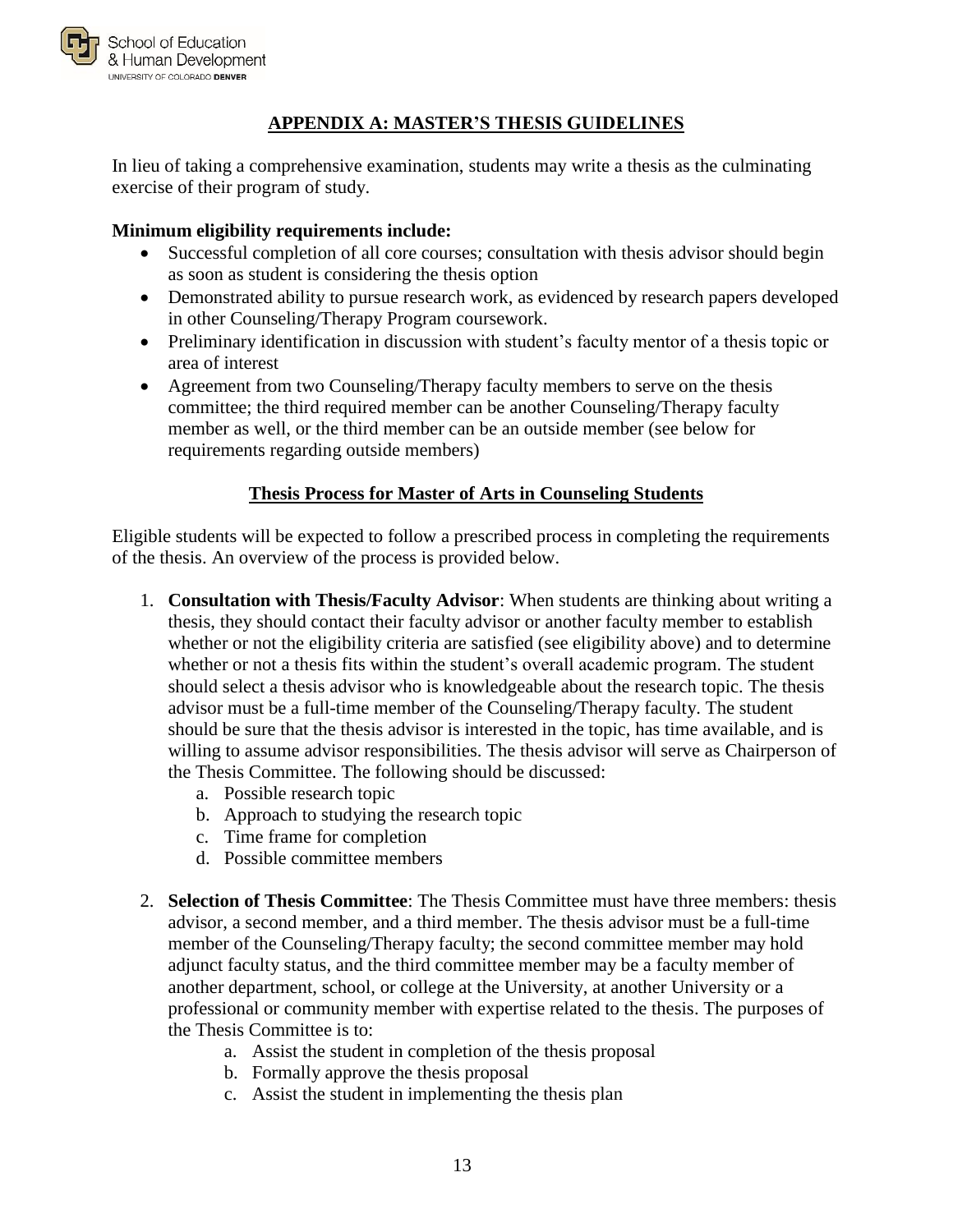## APPENDIX A: MASTER'S THESIS GUIDELINES

In lieu of taking a comprehensive examination, students may write a thesis as the culminating exercise of their program of study.

**Minimum eligibility requirements include:**

- Successful completion of all core courses; consultation with thesis advisor should begin as soon as student is considering the thesis option
- Demonstrated ability to pursue research work, as evidenced by research papers developed in other Counseling/Therapy Program coursework.
- Preliminary identification in discussion with student's faculty mentor of a thesis topic or area of interest
- Agreement from two Counseling/Therapy faculty members to serve on the thesis committee; the third required member can be another Counseling/Therapy faculty member as well, or the third member can be an outside member (see below for requirements regarding outside members)

### Thesis Process for Master of Arts in Counseling Students

Eligible students will be expected to follow a prescribed process in completing the requirements of the thesis. An overview of the process is provided below.

1. **Consultation with Thesis/Faculty Advisor**: When students are thinking about writing a thesis, they should contact their faculty advisor or another faculty member to establish whether or not the eligibility criteria are satisfied (see eligibility above) and to determine whether or not a thesis fits within the student's overall academic program. The student should select a thesis advisor who is knowledgeable about the research topic. The thesis advisor must be a full-time member of the Counseling/Therapy faculty. The student should be sure that the thesis advisor is interested in the topic, has time available, and is willing to assume advisor responsibilities. The thesis advisor will serve as Chairperson of the Thesis Committee. The following should be discussed:
    a. Possible research topic
    b. Approach to studying the research topic
    c. Time frame for completion
    d. Possible committee members

2. **Selection of Thesis Committee**: The Thesis Committee must have three members: thesis advisor, a second member, and a third member. The thesis advisor must be a full-time member of the Counseling/Therapy faculty; the second committee member may hold adjunct faculty status, and the third committee member may be a faculty member of another department, school, or college at the University, at another University or a professional or community member with expertise related to the thesis. The purposes of the Thesis Committee is to:
    a. Assist the student in completion of the thesis proposal
    b. Formally approve the thesis proposal
    c. Assist the student in implementing the thesis plan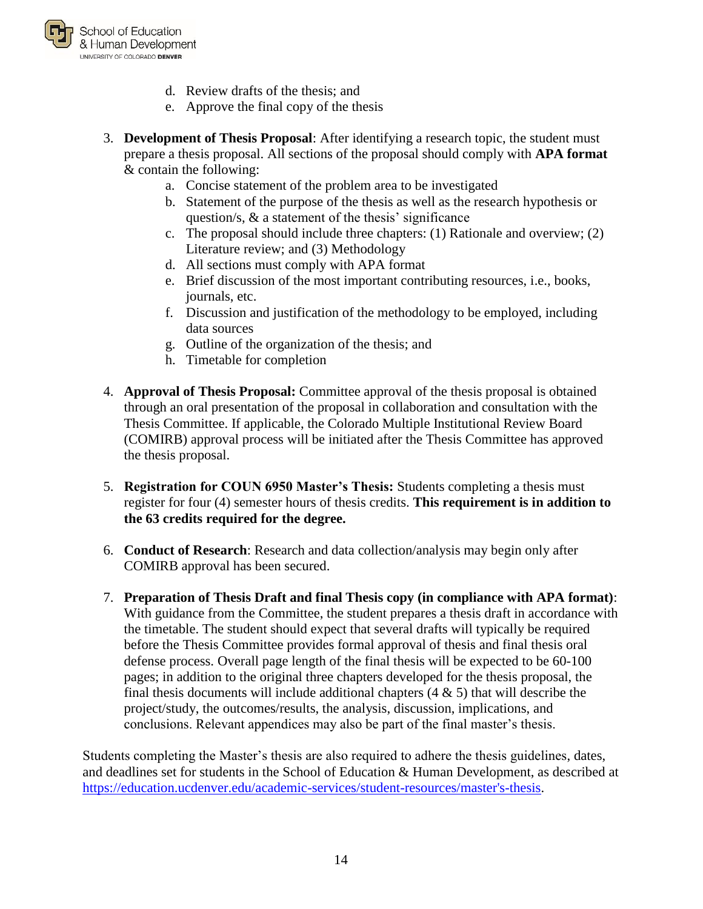d. Review drafts of the thesis; and
   e. Approve the final copy of the thesis

3. **Development of Thesis Proposal**: After identifying a research topic, the student must prepare a thesis proposal. All sections of the proposal should comply with **APA format** & contain the following:
   a. Concise statement of the problem area to be investigated
   b. Statement of the purpose of the thesis as well as the research hypothesis or question/s, & a statement of the thesis' significance
   c. The proposal should include three chapters: (1) Rationale and overview; (2) Literature review; and (3) Methodology
   d. All sections must comply with APA format
   e. Brief discussion of the most important contributing resources, i.e., books, journals, etc.
   f. Discussion and justification of the methodology to be employed, including data sources
   g. Outline of the organization of the thesis; and
   h. Timetable for completion

4. **Approval of Thesis Proposal:** Committee approval of the thesis proposal is obtained through an oral presentation of the proposal in collaboration and consultation with the Thesis Committee. If applicable, the Colorado Multiple Institutional Review Board (COMIRB) approval process will be initiated after the Thesis Committee has approved the thesis proposal.

5. **Registration for COUN 6950 Master's Thesis:** Students completing a thesis must register for four (4) semester hours of thesis credits. **This requirement is in addition to the 63 credits required for the degree.**

6. **Conduct of Research**: Research and data collection/analysis may begin only after COMIRB approval has been secured.

7. **Preparation of Thesis Draft and final Thesis copy (in compliance with APA format)**: With guidance from the Committee, the student prepares a thesis draft in accordance with the timetable. The student should expect that several drafts will typically be required before the Thesis Committee provides formal approval of thesis and final thesis oral defense process. Overall page length of the final thesis will be expected to be 60-100 pages; in addition to the original three chapters developed for the thesis proposal, the final thesis documents will include additional chapters (4 & 5) that will describe the project/study, the outcomes/results, the analysis, discussion, implications, and conclusions. Relevant appendices may also be part of the final master's thesis.

Students completing the Master's thesis are also required to adhere the thesis guidelines, dates, and deadlines set for students in the School of Education & Human Development, as described at https://education.ucdenver.edu/academic-services/student-resources/master's-thesis.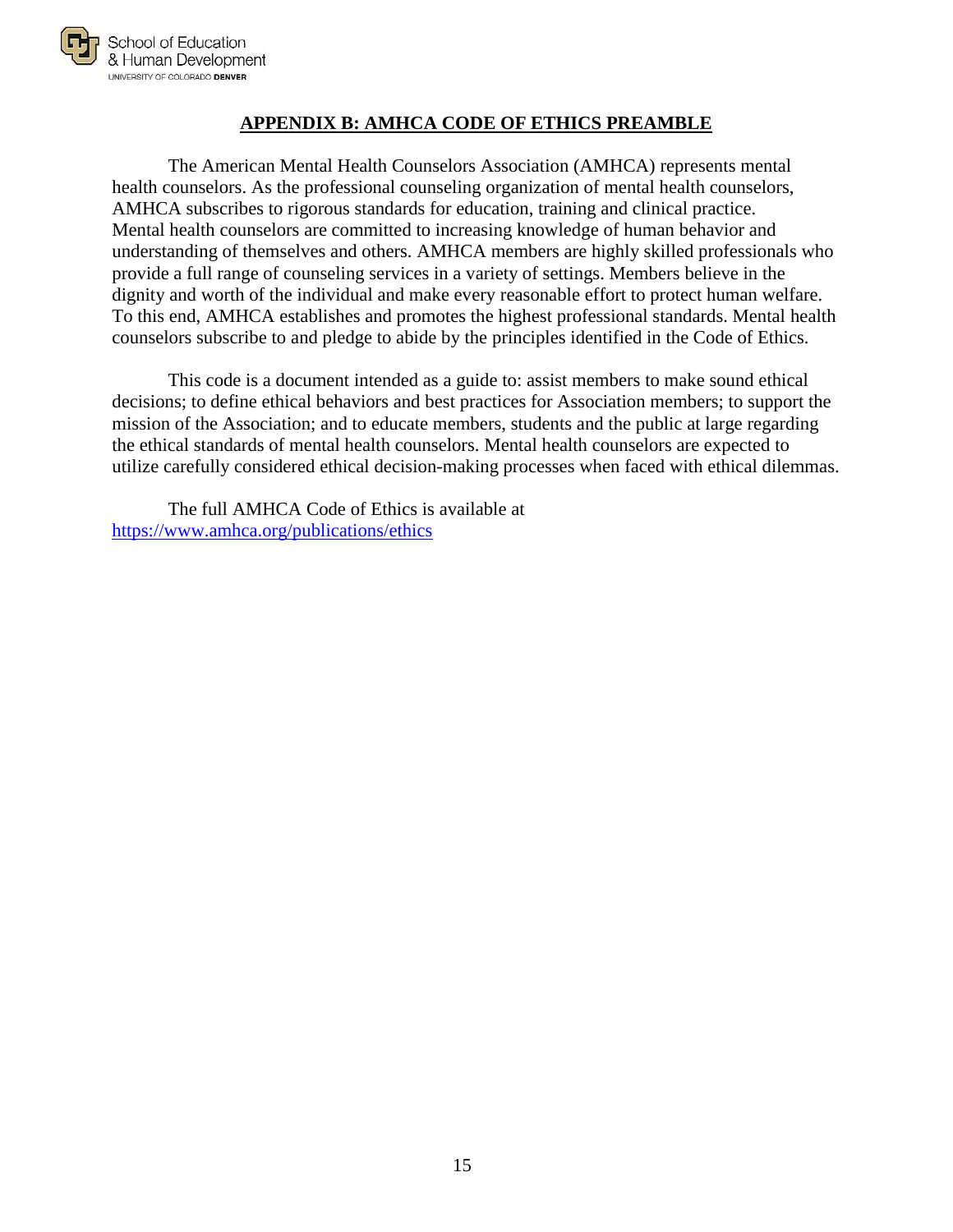## APPENDIX B: AMHCA CODE OF ETHICS PREAMBLE

The American Mental Health Counselors Association (AMHCA) represents mental health counselors. As the professional counseling organization of mental health counselors, AMHCA subscribes to rigorous standards for education, training and clinical practice. Mental health counselors are committed to increasing knowledge of human behavior and understanding of themselves and others. AMHCA members are highly skilled professionals who provide a full range of counseling services in a variety of settings. Members believe in the dignity and worth of the individual and make every reasonable effort to protect human welfare. To this end, AMHCA establishes and promotes the highest professional standards. Mental health counselors subscribe to and pledge to abide by the principles identified in the Code of Ethics.

This code is a document intended as a guide to: assist members to make sound ethical decisions; to define ethical behaviors and best practices for Association members; to support the mission of the Association; and to educate members, students and the public at large regarding the ethical standards of mental health counselors. Mental health counselors are expected to utilize carefully considered ethical decision-making processes when faced with ethical dilemmas.

The full AMHCA Code of Ethics is available at https://www.amhca.org/publications/ethics